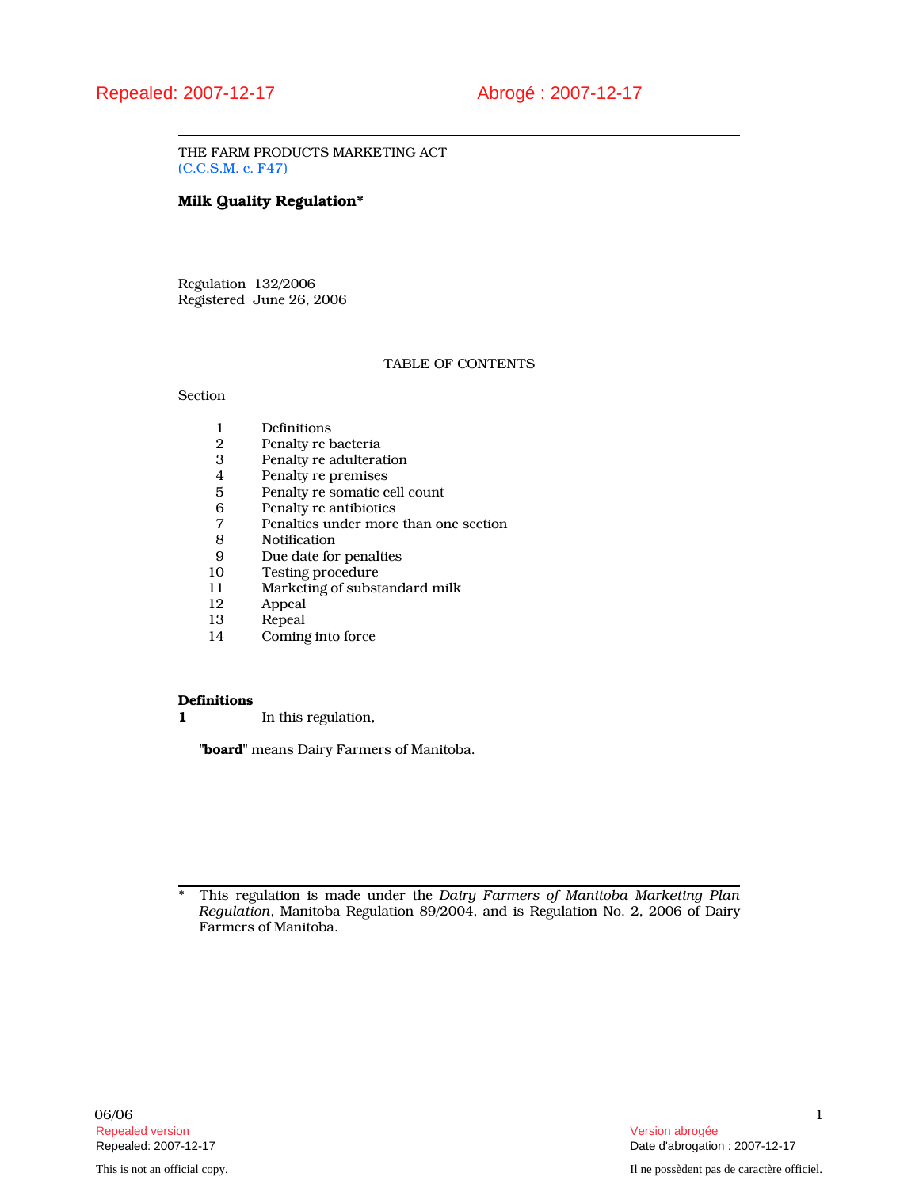Repealed: 2007-12-17 Abrogé : 2007-12-17

THE FARM PRODUCTS MARKETING ACT
(C.C.S.M. c. F47)

# Milk Quality Regulation*

Regulation 132/2006
Registered June 26, 2006

TABLE OF CONTENTS

Section

1 Definitions
2 Penalty re bacteria
3 Penalty re adulteration
4 Penalty re premises
5 Penalty re somatic cell count
6 Penalty re antibiotics
7 Penalties under more than one section
8 Notification
9 Due date for penalties
10 Testing procedure
11 Marketing of substandard milk
12 Appeal
13 Repeal
14 Coming into force

**Definitions**

**1** In this regulation,

"**board**" means Dairy Farmers of Manitoba.

\* This regulation is made under the *Dairy Farmers of Manitoba Marketing Plan Regulation*, Manitoba Regulation 89/2004, and is Regulation No. 2, 2006 of Dairy Farmers of Manitoba.

06/06

Repealed version
Repealed: 2007-12-17

Version abrogée
Date d'abrogation : 2007-12-17

This is not an official copy.

Il ne possèdent pas de caractère officiel.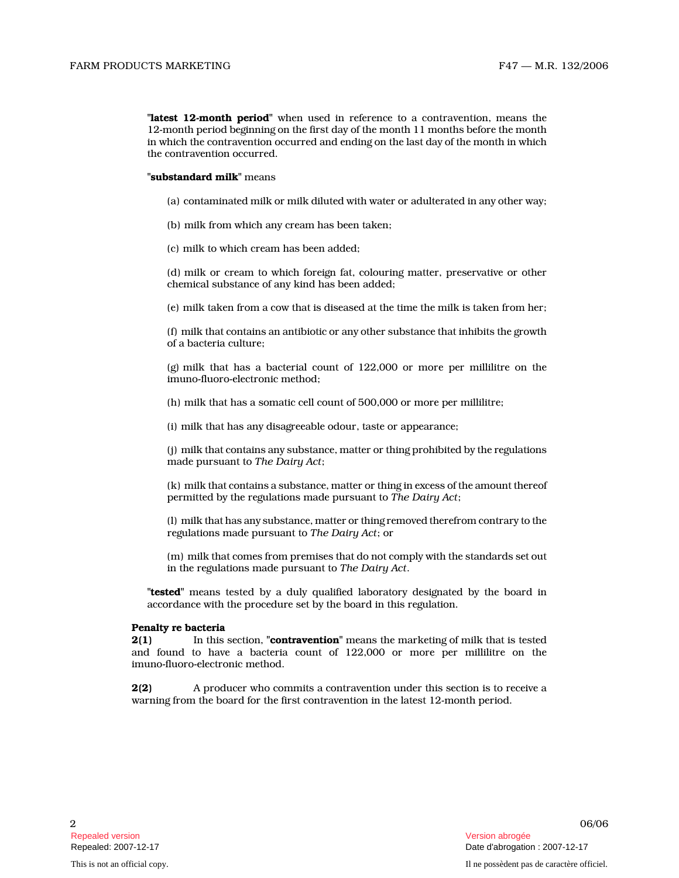"**latest 12-month period**" when used in reference to a contravention, means the 12-month period beginning on the first day of the month 11 months before the month in which the contravention occurred and ending on the last day of the month in which the contravention occurred.

"**substandard milk**" means

(a) contaminated milk or milk diluted with water or adulterated in any other way;

(b) milk from which any cream has been taken;

(c) milk to which cream has been added;

(d) milk or cream to which foreign fat, colouring matter, preservative or other chemical substance of any kind has been added;

(e) milk taken from a cow that is diseased at the time the milk is taken from her;

(f) milk that contains an antibiotic or any other substance that inhibits the growth of a bacteria culture;

(g) milk that has a bacterial count of 122,000 or more per millilitre on the imuno-fluoro-electronic method;

(h) milk that has a somatic cell count of 500,000 or more per millilitre;

(i) milk that has any disagreeable odour, taste or appearance;

(j) milk that contains any substance, matter or thing prohibited by the regulations made pursuant to *The Dairy Act*;

(k) milk that contains a substance, matter or thing in excess of the amount thereof permitted by the regulations made pursuant to *The Dairy Act*;

(l) milk that has any substance, matter or thing removed therefrom contrary to the regulations made pursuant to *The Dairy Act*; or

(m) milk that comes from premises that do not comply with the standards set out in the regulations made pursuant to *The Dairy Act*.

"**tested**" means tested by a duly qualified laboratory designated by the board in accordance with the procedure set by the board in this regulation.

**Penalty re bacteria**

**2(1)** In this section, "**contravention**" means the marketing of milk that is tested and found to have a bacteria count of 122,000 or more per millilitre on the imuno-fluoro-electronic method.

**2(2)** A producer who commits a contravention under this section is to receive a warning from the board for the first contravention in the latest 12-month period.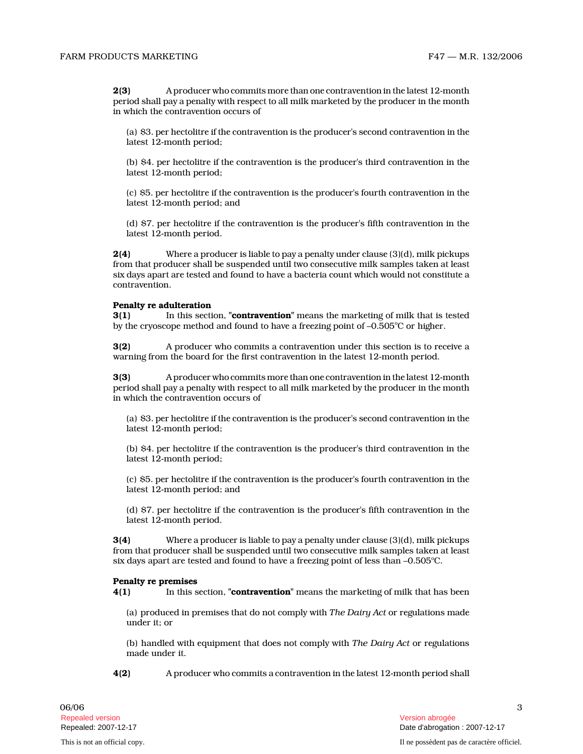**2(3)** A producer who commits more than one contravention in the latest 12-month period shall pay a penalty with respect to all milk marketed by the producer in the month in which the contravention occurs of

(a) $3. per hectolitre if the contravention is the producer's second contravention in the latest 12-month period;

(b) $4. per hectolitre if the contravention is the producer's third contravention in the latest 12-month period;

(c) $5. per hectolitre if the contravention is the producer's fourth contravention in the latest 12-month period; and

(d) $7. per hectolitre if the contravention is the producer's fifth contravention in the latest 12-month period.

**2(4)** Where a producer is liable to pay a penalty under clause (3)(d), milk pickups from that producer shall be suspended until two consecutive milk samples taken at least six days apart are tested and found to have a bacteria count which would not constitute a contravention.

**Penalty re adulteration**

**3(1)** In this section, "**contravention**" means the marketing of milk that is tested by the cryoscope method and found to have a freezing point of –0.505°C or higher.

**3(2)** A producer who commits a contravention under this section is to receive a warning from the board for the first contravention in the latest 12-month period.

**3(3)** A producer who commits more than one contravention in the latest 12-month period shall pay a penalty with respect to all milk marketed by the producer in the month in which the contravention occurs of

(a) $3. per hectolitre if the contravention is the producer's second contravention in the latest 12-month period;

(b) $4. per hectolitre if the contravention is the producer's third contravention in the latest 12-month period;

(c) $5. per hectolitre if the contravention is the producer's fourth contravention in the latest 12-month period; and

(d) $7. per hectolitre if the contravention is the producer's fifth contravention in the latest 12-month period.

**3(4)** Where a producer is liable to pay a penalty under clause (3)(d), milk pickups from that producer shall be suspended until two consecutive milk samples taken at least six days apart are tested and found to have a freezing point of less than –0.505°C.

**Penalty re premises**

**4(1)** In this section, "**contravention**" means the marketing of milk that has been

(a) produced in premises that do not comply with *The Dairy Act* or regulations made under it; or

(b) handled with equipment that does not comply with *The Dairy Act* or regulations made under it.

**4(2)** A producer who commits a contravention in the latest 12-month period shall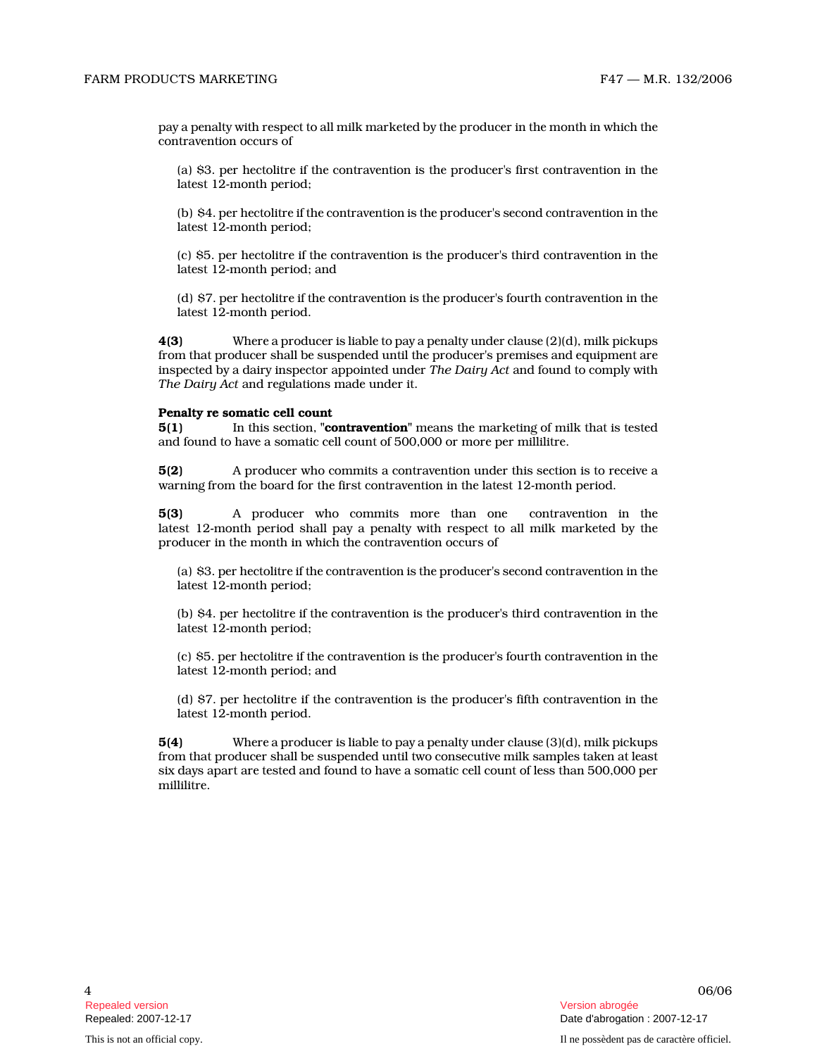pay a penalty with respect to all milk marketed by the producer in the month in which the contravention occurs of

(a) $3. per hectolitre if the contravention is the producer's first contravention in the latest 12-month period;

(b) $4. per hectolitre if the contravention is the producer's second contravention in the latest 12-month period;

(c) $5. per hectolitre if the contravention is the producer's third contravention in the latest 12-month period; and

(d) $7. per hectolitre if the contravention is the producer's fourth contravention in the latest 12-month period.

**4(3)** Where a producer is liable to pay a penalty under clause (2)(d), milk pickups from that producer shall be suspended until the producer's premises and equipment are inspected by a dairy inspector appointed under *The Dairy Act* and found to comply with *The Dairy Act* and regulations made under it.

**Penalty re somatic cell count**

**5(1)** In this section, "**contravention**" means the marketing of milk that is tested and found to have a somatic cell count of 500,000 or more per millilitre.

**5(2)** A producer who commits a contravention under this section is to receive a warning from the board for the first contravention in the latest 12-month period.

**5(3)** A producer who commits more than one contravention in the latest 12-month period shall pay a penalty with respect to all milk marketed by the producer in the month in which the contravention occurs of

(a) $3. per hectolitre if the contravention is the producer's second contravention in the latest 12-month period;

(b) $4. per hectolitre if the contravention is the producer's third contravention in the latest 12-month period;

(c) $5. per hectolitre if the contravention is the producer's fourth contravention in the latest 12-month period; and

(d) $7. per hectolitre if the contravention is the producer's fifth contravention in the latest 12-month period.

**5(4)** Where a producer is liable to pay a penalty under clause (3)(d), milk pickups from that producer shall be suspended until two consecutive milk samples taken at least six days apart are tested and found to have a somatic cell count of less than 500,000 per millilitre.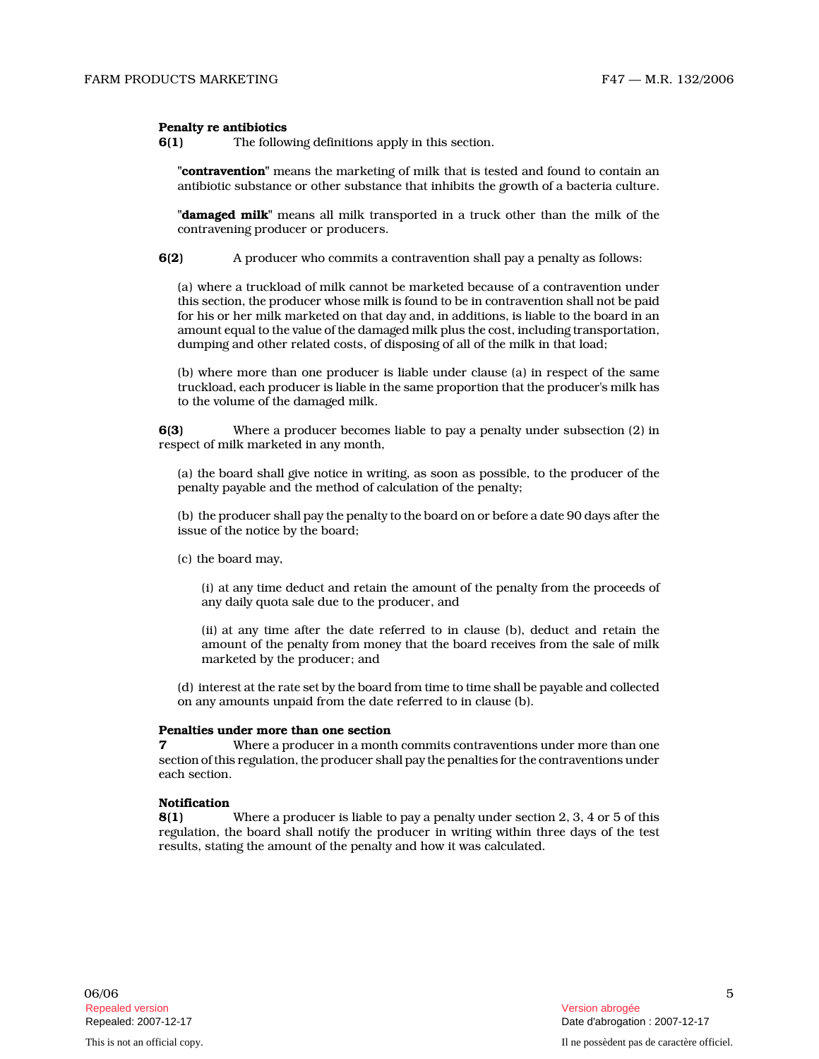**Penalty re antibiotics**

**6(1)** The following definitions apply in this section.

"**contravention**" means the marketing of milk that is tested and found to contain an antibiotic substance or other substance that inhibits the growth of a bacteria culture.

"**damaged milk**" means all milk transported in a truck other than the milk of the contravening producer or producers.

**6(2)** A producer who commits a contravention shall pay a penalty as follows:

(a) where a truckload of milk cannot be marketed because of a contravention under this section, the producer whose milk is found to be in contravention shall not be paid for his or her milk marketed on that day and, in additions, is liable to the board in an amount equal to the value of the damaged milk plus the cost, including transportation, dumping and other related costs, of disposing of all of the milk in that load;

(b) where more than one producer is liable under clause (a) in respect of the same truckload, each producer is liable in the same proportion that the producer's milk has to the volume of the damaged milk.

**6(3)** Where a producer becomes liable to pay a penalty under subsection (2) in respect of milk marketed in any month,

(a) the board shall give notice in writing, as soon as possible, to the producer of the penalty payable and the method of calculation of the penalty;

(b) the producer shall pay the penalty to the board on or before a date 90 days after the issue of the notice by the board;

(c) the board may,

(i) at any time deduct and retain the amount of the penalty from the proceeds of any daily quota sale due to the producer, and

(ii) at any time after the date referred to in clause (b), deduct and retain the amount of the penalty from money that the board receives from the sale of milk marketed by the producer; and

(d) interest at the rate set by the board from time to time shall be payable and collected on any amounts unpaid from the date referred to in clause (b).

**Penalties under more than one section**

**7** Where a producer in a month commits contraventions under more than one section of this regulation, the producer shall pay the penalties for the contraventions under each section.

**Notification**

**8(1)** Where a producer is liable to pay a penalty under section 2, 3, 4 or 5 of this regulation, the board shall notify the producer in writing within three days of the test results, stating the amount of the penalty and how it was calculated.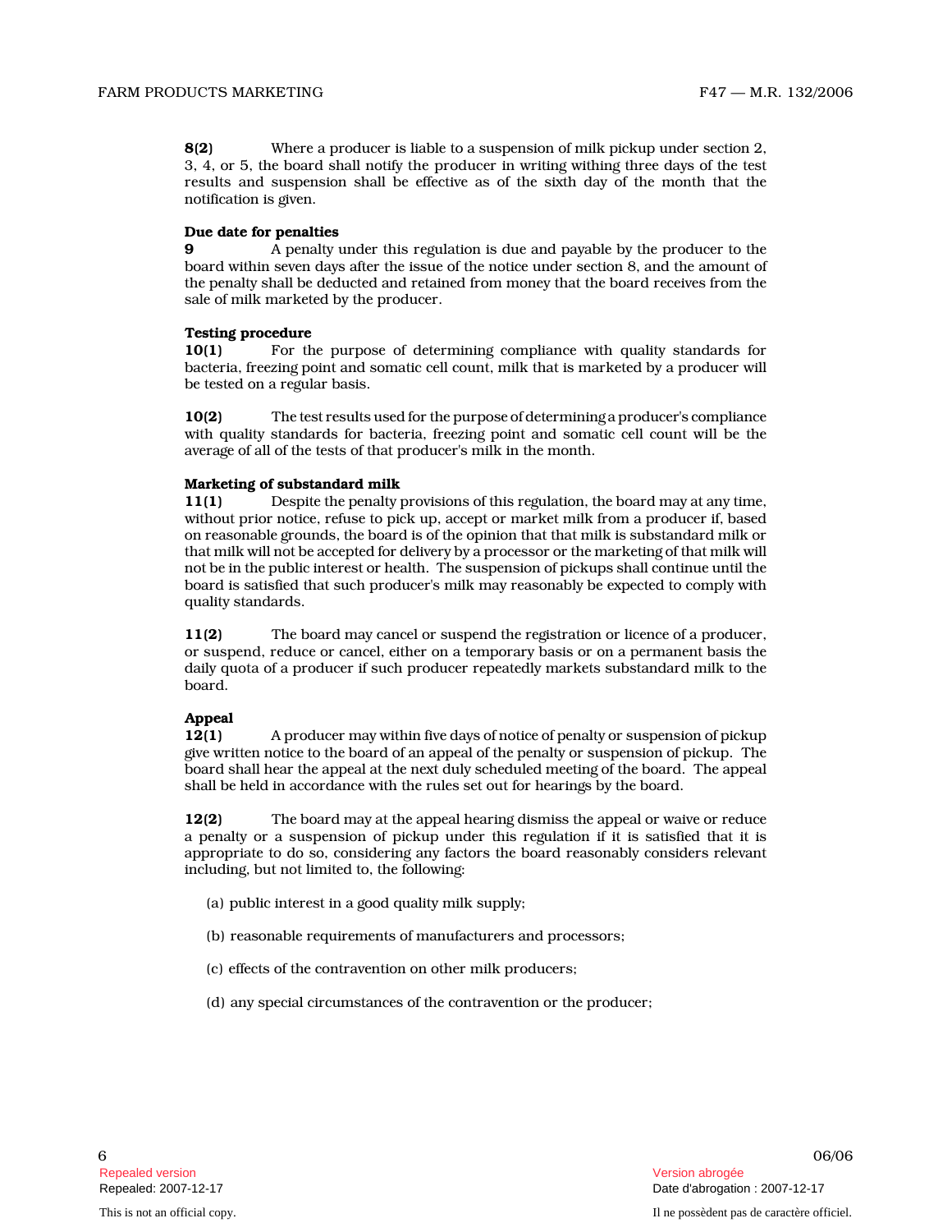**8(2)** Where a producer is liable to a suspension of milk pickup under section 2, 3, 4, or 5, the board shall notify the producer in writing withing three days of the test results and suspension shall be effective as of the sixth day of the month that the notification is given.

**Due date for penalties**

**9** A penalty under this regulation is due and payable by the producer to the board within seven days after the issue of the notice under section 8, and the amount of the penalty shall be deducted and retained from money that the board receives from the sale of milk marketed by the producer.

**Testing procedure**

**10(1)** For the purpose of determining compliance with quality standards for bacteria, freezing point and somatic cell count, milk that is marketed by a producer will be tested on a regular basis.

**10(2)** The test results used for the purpose of determining a producer's compliance with quality standards for bacteria, freezing point and somatic cell count will be the average of all of the tests of that producer's milk in the month.

**Marketing of substandard milk**

**11(1)** Despite the penalty provisions of this regulation, the board may at any time, without prior notice, refuse to pick up, accept or market milk from a producer if, based on reasonable grounds, the board is of the opinion that that milk is substandard milk or that milk will not be accepted for delivery by a processor or the marketing of that milk will not be in the public interest or health. The suspension of pickups shall continue until the board is satisfied that such producer's milk may reasonably be expected to comply with quality standards.

**11(2)** The board may cancel or suspend the registration or licence of a producer, or suspend, reduce or cancel, either on a temporary basis or on a permanent basis the daily quota of a producer if such producer repeatedly markets substandard milk to the board.

**Appeal**

**12(1)** A producer may within five days of notice of penalty or suspension of pickup give written notice to the board of an appeal of the penalty or suspension of pickup. The board shall hear the appeal at the next duly scheduled meeting of the board. The appeal shall be held in accordance with the rules set out for hearings by the board.

**12(2)** The board may at the appeal hearing dismiss the appeal or waive or reduce a penalty or a suspension of pickup under this regulation if it is satisfied that it is appropriate to do so, considering any factors the board reasonably considers relevant including, but not limited to, the following:

(a) public interest in a good quality milk supply;

(b) reasonable requirements of manufacturers and processors;

(c) effects of the contravention on other milk producers;

(d) any special circumstances of the contravention or the producer;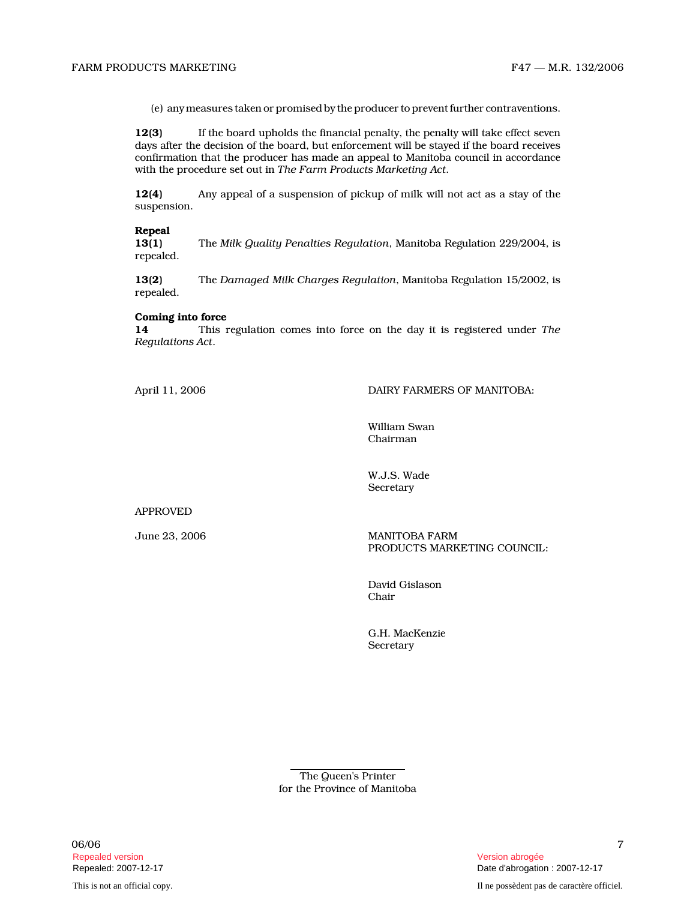(e) any measures taken or promised by the producer to prevent further contraventions.

**12(3)** If the board upholds the financial penalty, the penalty will take effect seven days after the decision of the board, but enforcement will be stayed if the board receives confirmation that the producer has made an appeal to Manitoba council in accordance with the procedure set out in *The Farm Products Marketing Act*.

**12(4)** Any appeal of a suspension of pickup of milk will not act as a stay of the suspension.

**Repeal**

**13(1)** The *Milk Quality Penalties Regulation*, Manitoba Regulation 229/2004, is repealed.

**13(2)** The *Damaged Milk Charges Regulation*, Manitoba Regulation 15/2002, is repealed.

**Coming into force**

**14** This regulation comes into force on the day it is registered under *The Regulations Act*.

April 11, 2006

DAIRY FARMERS OF MANITOBA:

William Swan
Chairman

W.J.S. Wade
Secretary

APPROVED

June 23, 2006

MANITOBA FARM PRODUCTS MARKETING COUNCIL:

David Gislason
Chair

G.H. MacKenzie
Secretary

The Queen's Printer
for the Province of Manitoba